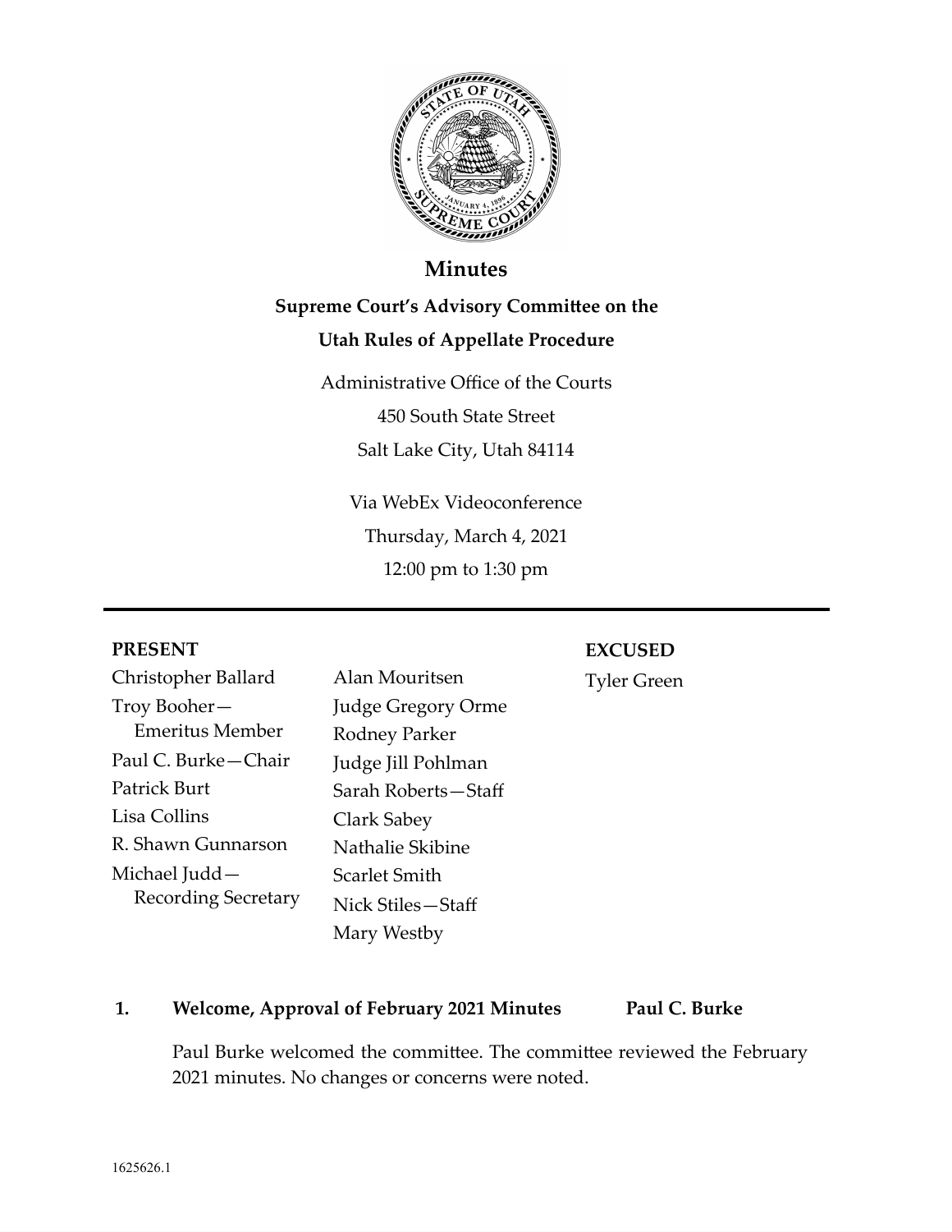# Minutes

## Supreme Court's Advisory Committee on the Utah Rules of Appellate Procedure

Administrative Office of the Courts

450 South State Street

Salt Lake City, Utah 84114

Via WebEx Videoconference

Thursday, March 4, 2021

12:00 pm to 1:30 pm

---

**PRESENT**

Christopher Ballard

Troy Booher—Emeritus Member

Paul C. Burke—Chair

Patrick Burt

Lisa Collins

R. Shawn Gunnarson

Michael Judd—Recording Secretary

Alan Mouritsen

Judge Gregory Orme

Rodney Parker

Judge Jill Pohlman

Sarah Roberts—Staff

Clark Sabey

Nathalie Skibine

Scarlet Smith

Nick Stiles—Staff

Mary Westby

**EXCUSED**

Tyler Green

### 1. Welcome, Approval of February 2021 Minutes — Paul C. Burke

Paul Burke welcomed the committee. The committee reviewed the February 2021 minutes. No changes or concerns were noted.

1625626.1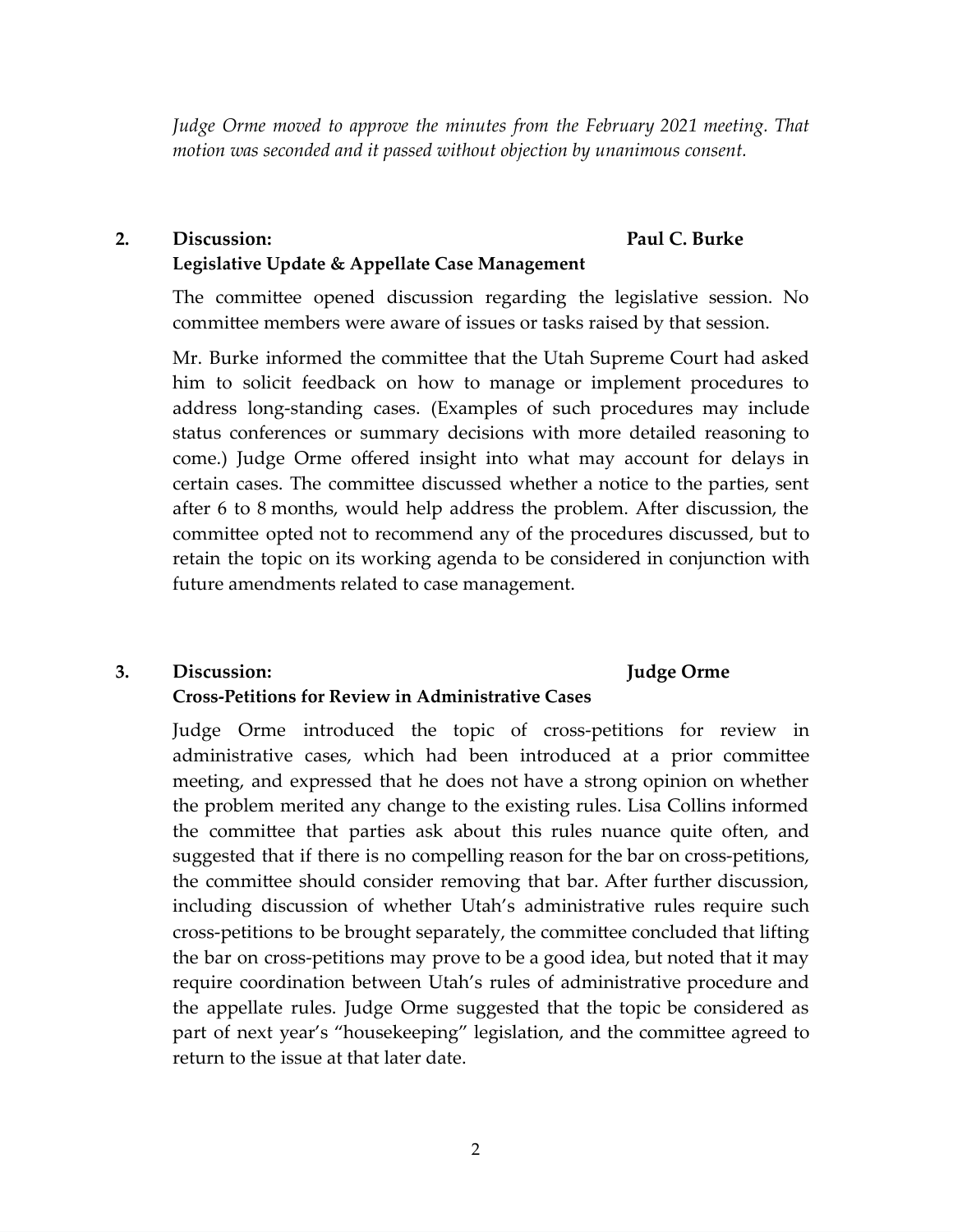*Judge Orme moved to approve the minutes from the February 2021 meeting. That motion was seconded and it passed without objection by unanimous consent.*

## 2. Discussion: Legislative Update & Appellate Case Management — Paul C. Burke

The committee opened discussion regarding the legislative session. No committee members were aware of issues or tasks raised by that session.

Mr. Burke informed the committee that the Utah Supreme Court had asked him to solicit feedback on how to manage or implement procedures to address long-standing cases. (Examples of such procedures may include status conferences or summary decisions with more detailed reasoning to come.) Judge Orme offered insight into what may account for delays in certain cases. The committee discussed whether a notice to the parties, sent after 6 to 8 months, would help address the problem. After discussion, the committee opted not to recommend any of the procedures discussed, but to retain the topic on its working agenda to be considered in conjunction with future amendments related to case management.

## 3. Discussion: Cross-Petitions for Review in Administrative Cases — Judge Orme

Judge Orme introduced the topic of cross-petitions for review in administrative cases, which had been introduced at a prior committee meeting, and expressed that he does not have a strong opinion on whether the problem merited any change to the existing rules. Lisa Collins informed the committee that parties ask about this rules nuance quite often, and suggested that if there is no compelling reason for the bar on cross-petitions, the committee should consider removing that bar. After further discussion, including discussion of whether Utah's administrative rules require such cross-petitions to be brought separately, the committee concluded that lifting the bar on cross-petitions may prove to be a good idea, but noted that it may require coordination between Utah's rules of administrative procedure and the appellate rules. Judge Orme suggested that the topic be considered as part of next year's "housekeeping" legislation, and the committee agreed to return to the issue at that later date.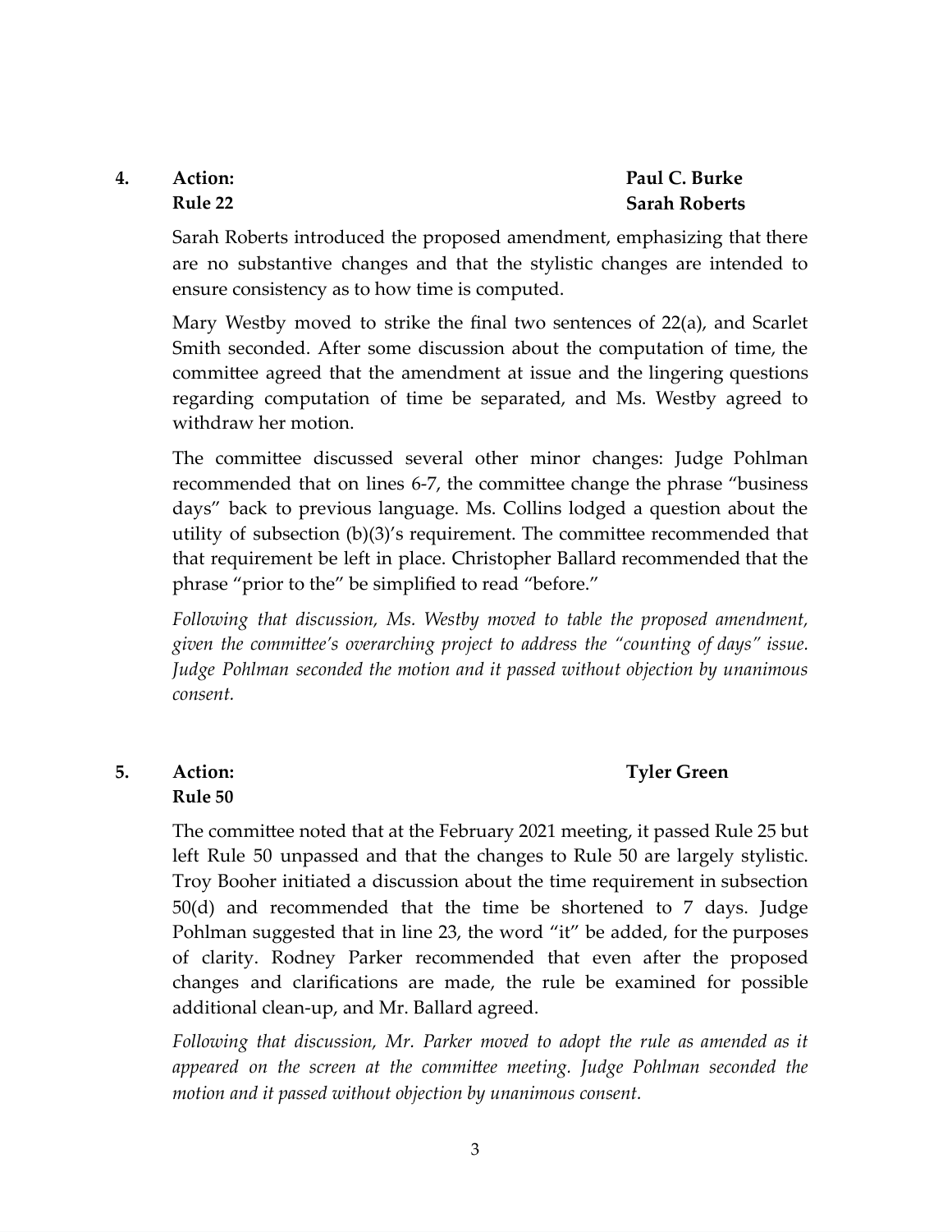**4. Action: Rule 22** — **Paul C. Burke, Sarah Roberts**

Sarah Roberts introduced the proposed amendment, emphasizing that there are no substantive changes and that the stylistic changes are intended to ensure consistency as to how time is computed.

Mary Westby moved to strike the final two sentences of 22(a), and Scarlet Smith seconded. After some discussion about the computation of time, the committee agreed that the amendment at issue and the lingering questions regarding computation of time be separated, and Ms. Westby agreed to withdraw her motion.

The committee discussed several other minor changes: Judge Pohlman recommended that on lines 6-7, the committee change the phrase "business days" back to previous language. Ms. Collins lodged a question about the utility of subsection (b)(3)'s requirement. The committee recommended that that requirement be left in place. Christopher Ballard recommended that the phrase "prior to the" be simplified to read "before."

*Following that discussion, Ms. Westby moved to table the proposed amendment, given the committee's overarching project to address the "counting of days" issue. Judge Pohlman seconded the motion and it passed without objection by unanimous consent.*

**5. Action: Rule 50** — **Tyler Green**

The committee noted that at the February 2021 meeting, it passed Rule 25 but left Rule 50 unpassed and that the changes to Rule 50 are largely stylistic. Troy Booher initiated a discussion about the time requirement in subsection 50(d) and recommended that the time be shortened to 7 days. Judge Pohlman suggested that in line 23, the word "it" be added, for the purposes of clarity. Rodney Parker recommended that even after the proposed changes and clarifications are made, the rule be examined for possible additional clean-up, and Mr. Ballard agreed.

*Following that discussion, Mr. Parker moved to adopt the rule as amended as it appeared on the screen at the committee meeting. Judge Pohlman seconded the motion and it passed without objection by unanimous consent.*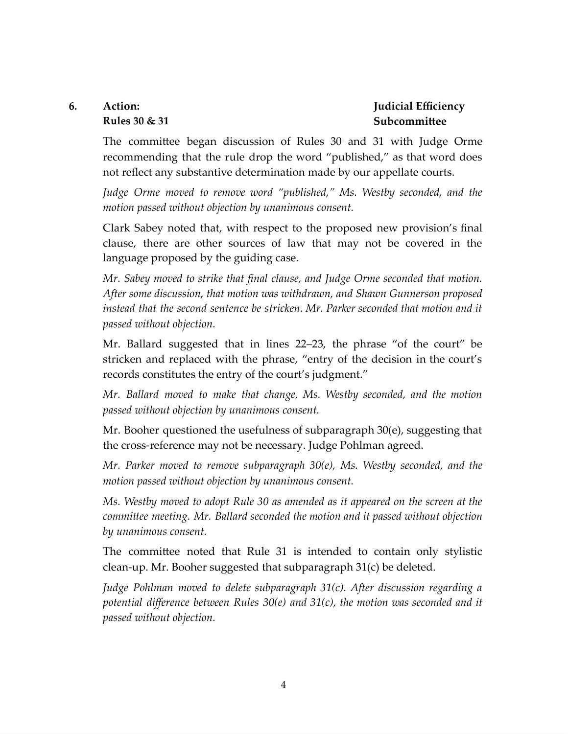## 6. Action: Rules 30 & 31 — Judicial Efficiency Subcommittee

The committee began discussion of Rules 30 and 31 with Judge Orme recommending that the rule drop the word "published," as that word does not reflect any substantive determination made by our appellate courts.

*Judge Orme moved to remove word "published," Ms. Westby seconded, and the motion passed without objection by unanimous consent.*

Clark Sabey noted that, with respect to the proposed new provision's final clause, there are other sources of law that may not be covered in the language proposed by the guiding case.

*Mr. Sabey moved to strike that final clause, and Judge Orme seconded that motion. After some discussion, that motion was withdrawn, and Shawn Gunnerson proposed instead that the second sentence be stricken. Mr. Parker seconded that motion and it passed without objection.*

Mr. Ballard suggested that in lines 22–23, the phrase "of the court" be stricken and replaced with the phrase, "entry of the decision in the court's records constitutes the entry of the court's judgment."

*Mr. Ballard moved to make that change, Ms. Westby seconded, and the motion passed without objection by unanimous consent.*

Mr. Booher questioned the usefulness of subparagraph 30(e), suggesting that the cross-reference may not be necessary. Judge Pohlman agreed.

*Mr. Parker moved to remove subparagraph 30(e), Ms. Westby seconded, and the motion passed without objection by unanimous consent.*

*Ms. Westby moved to adopt Rule 30 as amended as it appeared on the screen at the committee meeting. Mr. Ballard seconded the motion and it passed without objection by unanimous consent.*

The committee noted that Rule 31 is intended to contain only stylistic clean-up. Mr. Booher suggested that subparagraph 31(c) be deleted.

*Judge Pohlman moved to delete subparagraph 31(c). After discussion regarding a potential difference between Rules 30(e) and 31(c), the motion was seconded and it passed without objection.*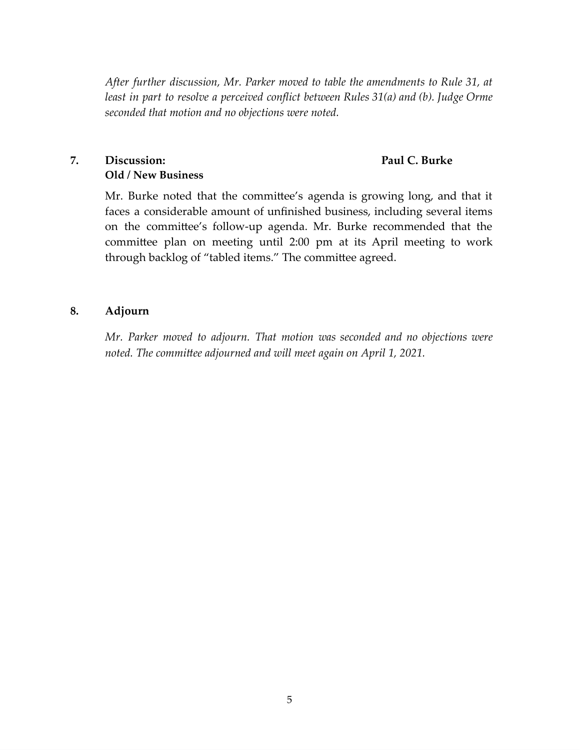*After further discussion, Mr. Parker moved to table the amendments to Rule 31, at least in part to resolve a perceived conflict between Rules 31(a) and (b). Judge Orme seconded that motion and no objections were noted.*

### 7. Discussion: Old / New Business — Paul C. Burke

Mr. Burke noted that the committee's agenda is growing long, and that it faces a considerable amount of unfinished business, including several items on the committee's follow-up agenda. Mr. Burke recommended that the committee plan on meeting until 2:00 pm at its April meeting to work through backlog of "tabled items." The committee agreed.

### 8. Adjourn

*Mr. Parker moved to adjourn. That motion was seconded and no objections were noted. The committee adjourned and will meet again on April 1, 2021.*